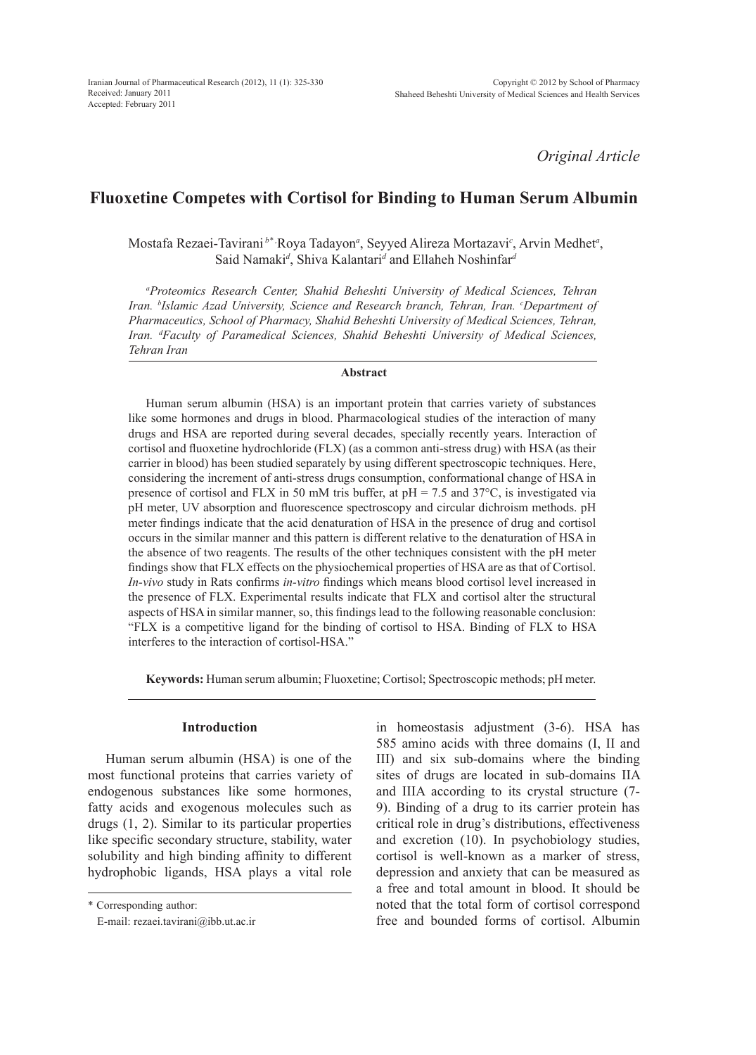*Original Article*

# Fluoxetine Competes with Cortisol for Binding to Human Serum Albumin

Mostafa Rezaei-Tavirani [b*], Roya Tadayon [a], Seyyed Alireza Mortazavi [c], Arvin Medhet [a], Said Namaki [d], Shiva Kalantari [d] and Ellaheh Noshinfar [d]

*[a]Proteomics Research Center, Shahid Beheshti University of Medical Sciences, Tehran Iran. [b]Islamic Azad University, Science and Research branch, Tehran, Iran. [c]Department of Pharmaceutics, School of Pharmacy, Shahid Beheshti University of Medical Sciences, Tehran, Iran. [d]Faculty of Paramedical Sciences, Shahid Beheshti University of Medical Sciences, Tehran Iran*

## Abstract

Human serum albumin (HSA) is an important protein that carries variety of substances like some hormones and drugs in blood. Pharmacological studies of the interaction of many drugs and HSA are reported during several decades, specially recently years. Interaction of cortisol and fluoxetine hydrochloride (FLX) (as a common anti-stress drug) with HSA (as their carrier in blood) has been studied separately by using different spectroscopic techniques. Here, considering the increment of anti-stress drugs consumption, conformational change of HSA in presence of cortisol and FLX in 50 mM tris buffer, at pH = 7.5 and 37°C, is investigated via pH meter, UV absorption and fluorescence spectroscopy and circular dichroism methods. pH meter findings indicate that the acid denaturation of HSA in the presence of drug and cortisol occurs in the similar manner and this pattern is different relative to the denaturation of HSA in the absence of two reagents. The results of the other techniques consistent with the pH meter findings show that FLX effects on the physiochemical properties of HSA are as that of Cortisol. *In-vivo* study in Rats confirms *in-vitro* findings which means blood cortisol level increased in the presence of FLX. Experimental results indicate that FLX and cortisol alter the structural aspects of HSA in similar manner, so, this findings lead to the following reasonable conclusion: "FLX is a competitive ligand for the binding of cortisol to HSA. Binding of FLX to HSA interferes to the interaction of cortisol-HSA."

**Keywords:** Human serum albumin; Fluoxetine; Cortisol; Spectroscopic methods; pH meter.

## Introduction

Human serum albumin (HSA) is one of the most functional proteins that carries variety of endogenous substances like some hormones, fatty acids and exogenous molecules such as drugs (1, 2). Similar to its particular properties like specific secondary structure, stability, water solubility and high binding affinity to different hydrophobic ligands, HSA plays a vital role in homeostasis adjustment (3-6). HSA has 585 amino acids with three domains (I, II and III) and six sub-domains where the binding sites of drugs are located in sub-domains IIA and IIIA according to its crystal structure (7-9). Binding of a drug to its carrier protein has critical role in drug's distributions, effectiveness and excretion (10). In psychobiology studies, cortisol is well-known as a marker of stress, depression and anxiety that can be measured as a free and total amount in blood. It should be noted that the total form of cortisol correspond free and bounded forms of cortisol. Albumin

\* Corresponding author:
E-mail: rezaei.tavirani@ibb.ut.ac.ir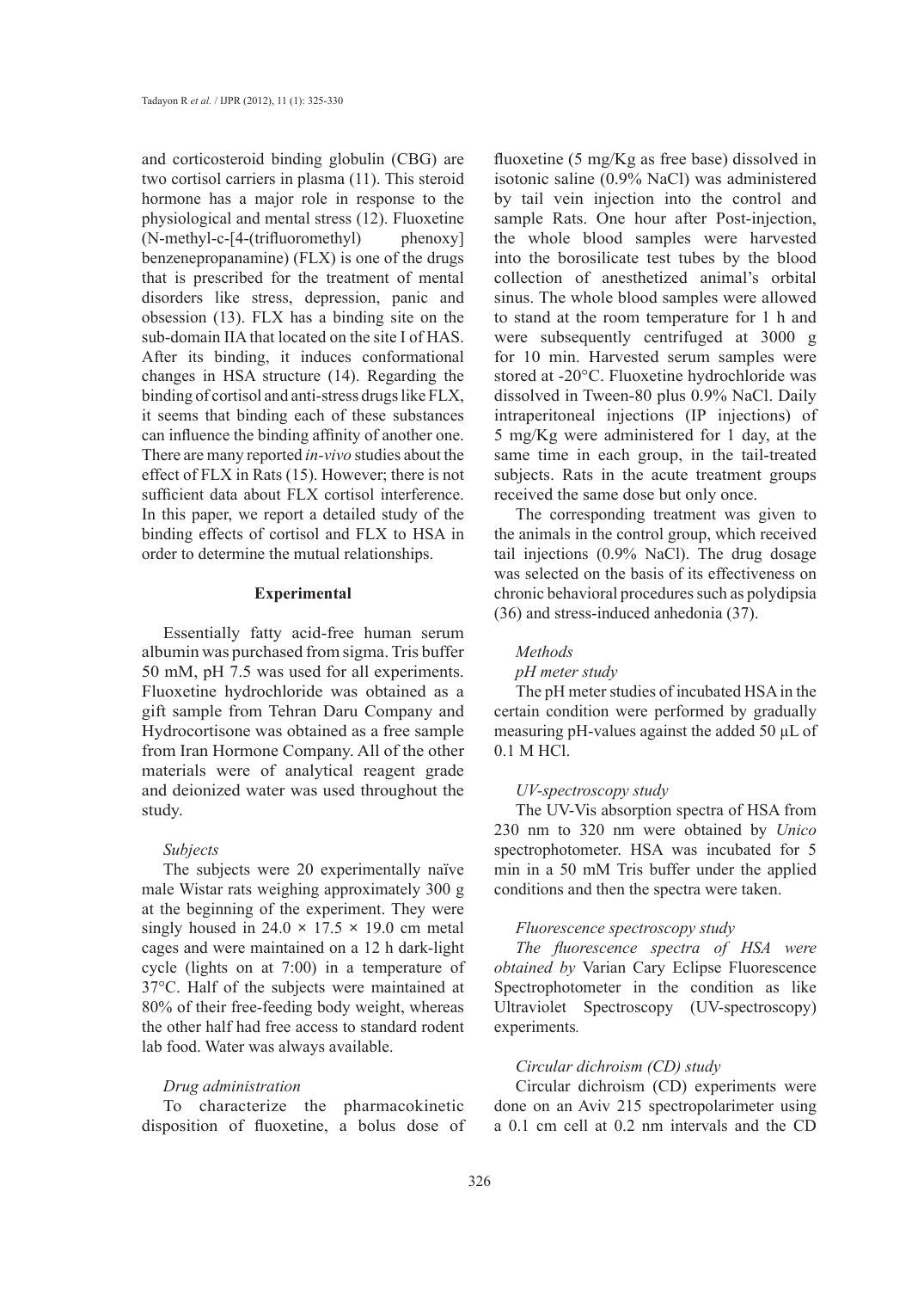and corticosteroid binding globulin (CBG) are two cortisol carriers in plasma (11). This steroid hormone has a major role in response to the physiological and mental stress (12). Fluoxetine (N-methyl-c-[4-(trifluoromethyl) phenoxy] benzenepropanamine) (FLX) is one of the drugs that is prescribed for the treatment of mental disorders like stress, depression, panic and obsession (13). FLX has a binding site on the sub-domain IIA that located on the site I of HAS. After its binding, it induces conformational changes in HSA structure (14). Regarding the binding of cortisol and anti-stress drugs like FLX, it seems that binding each of these substances can influence the binding affinity of another one. There are many reported *in-vivo* studies about the effect of FLX in Rats (15). However; there is not sufficient data about FLX cortisol interference. In this paper, we report a detailed study of the binding effects of cortisol and FLX to HSA in order to determine the mutual relationships.

## Experimental

Essentially fatty acid-free human serum albumin was purchased from sigma. Tris buffer 50 mM, pH 7.5 was used for all experiments. Fluoxetine hydrochloride was obtained as a gift sample from Tehran Daru Company and Hydrocortisone was obtained as a free sample from Iran Hormone Company. All of the other materials were of analytical reagent grade and deionized water was used throughout the study.

### *Subjects*

The subjects were 20 experimentally naïve male Wistar rats weighing approximately 300 g at the beginning of the experiment. They were singly housed in 24.0 × 17.5 × 19.0 cm metal cages and were maintained on a 12 h dark-light cycle (lights on at 7:00) in a temperature of 37°C. Half of the subjects were maintained at 80% of their free-feeding body weight, whereas the other half had free access to standard rodent lab food. Water was always available.

### *Drug administration*

To characterize the pharmacokinetic disposition of fluoxetine, a bolus dose of fluoxetine (5 mg/Kg as free base) dissolved in isotonic saline (0.9% NaCl) was administered by tail vein injection into the control and sample Rats. One hour after Post-injection, the whole blood samples were harvested into the borosilicate test tubes by the blood collection of anesthetized animal's orbital sinus. The whole blood samples were allowed to stand at the room temperature for 1 h and were subsequently centrifuged at 3000 g for 10 min. Harvested serum samples were stored at -20°C. Fluoxetine hydrochloride was dissolved in Tween-80 plus 0.9% NaCl. Daily intraperitoneal injections (IP injections) of 5 mg/Kg were administered for 1 day, at the same time in each group, in the tail-treated subjects. Rats in the acute treatment groups received the same dose but only once.

The corresponding treatment was given to the animals in the control group, which received tail injections (0.9% NaCl). The drug dosage was selected on the basis of its effectiveness on chronic behavioral procedures such as polydipsia (36) and stress-induced anhedonia (37).

### *Methods*

#### *pH meter study*

The pH meter studies of incubated HSA in the certain condition were performed by gradually measuring pH-values against the added 50 µL of 0.1 M HCl.

#### *UV-spectroscopy study*

The UV-Vis absorption spectra of HSA from 230 nm to 320 nm were obtained by *Unico* spectrophotometer. HSA was incubated for 5 min in a 50 mM Tris buffer under the applied conditions and then the spectra were taken.

#### *Fluorescence spectroscopy study*

*The fluorescence spectra of HSA were obtained by* Varian Cary Eclipse Fluorescence Spectrophotometer in the condition as like Ultraviolet Spectroscopy (UV-spectroscopy) experiments*.*

#### *Circular dichroism (CD) study*

Circular dichroism (CD) experiments were done on an Aviv 215 spectropolarimeter using a 0.1 cm cell at 0.2 nm intervals and the CD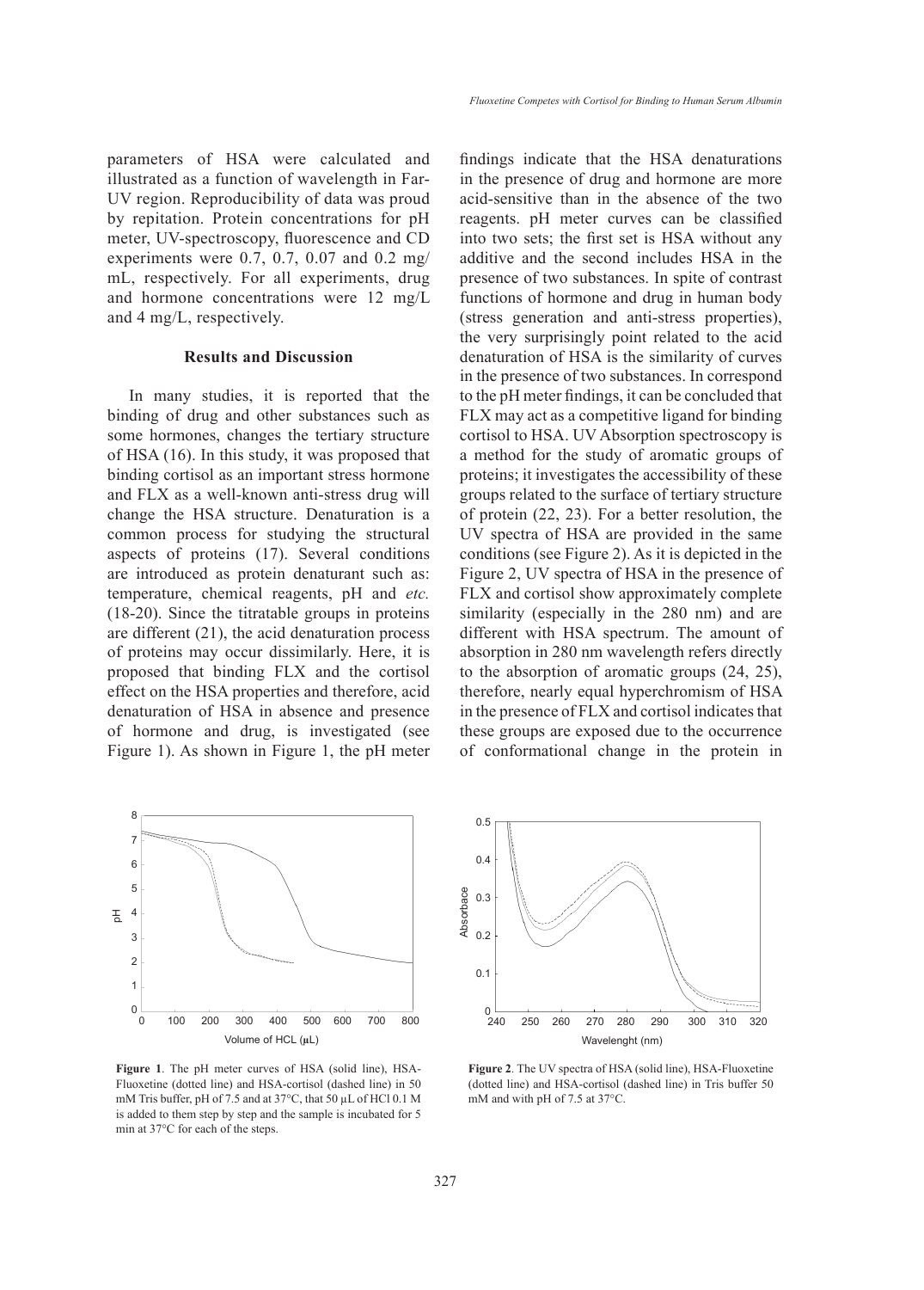parameters of HSA were calculated and illustrated as a function of wavelength in Far-UV region. Reproducibility of data was proud by repitation. Protein concentrations for pH meter, UV-spectroscopy, fluorescence and CD experiments were 0.7, 0.7, 0.07 and 0.2 mg/mL, respectively. For all experiments, drug and hormone concentrations were 12 mg/L and 4 mg/L, respectively.

## Results and Discussion

In many studies, it is reported that the binding of drug and other substances such as some hormones, changes the tertiary structure of HSA (16). In this study, it was proposed that binding cortisol as an important stress hormone and FLX as a well-known anti-stress drug will change the HSA structure. Denaturation is a common process for studying the structural aspects of proteins (17). Several conditions are introduced as protein denaturant such as: temperature, chemical reagents, pH and *etc.* (18-20). Since the titratable groups in proteins are different (21), the acid denaturation process of proteins may occur dissimilarly. Here, it is proposed that binding FLX and the cortisol effect on the HSA properties and therefore, acid denaturation of HSA in absence and presence of hormone and drug, is investigated (see Figure 1). As shown in Figure 1, the pH meter findings indicate that the HSA denaturations in the presence of drug and hormone are more acid-sensitive than in the absence of the two reagents. pH meter curves can be classified into two sets; the first set is HSA without any additive and the second includes HSA in the presence of two substances. In spite of contrast functions of hormone and drug in human body (stress generation and anti-stress properties), the very surprisingly point related to the acid denaturation of HSA is the similarity of curves in the presence of two substances. In correspond to the pH meter findings, it can be concluded that FLX may act as a competitive ligand for binding cortisol to HSA. UV Absorption spectroscopy is a method for the study of aromatic groups of proteins; it investigates the accessibility of these groups related to the surface of tertiary structure of protein (22, 23). For a better resolution, the UV spectra of HSA are provided in the same conditions (see Figure 2). As it is depicted in the Figure 2, UV spectra of HSA in the presence of FLX and cortisol show approximately complete similarity (especially in the 280 nm) and are different with HSA spectrum. The amount of absorption in 280 nm wavelength refers directly to the absorption of aromatic groups (24, 25), therefore, nearly equal hyperchromism of HSA in the presence of FLX and cortisol indicates that these groups are exposed due to the occurrence of conformational change in the protein in

**Figure 1**. The pH meter curves of HSA (solid line), HSA-Fluoxetine (dotted line) and HSA-cortisol (dashed line) in 50 mM Tris buffer, pH of 7.5 and at 37°C, that 50 µL of HCl 0.1 M is added to them step by step and the sample is incubated for 5 min at 37°C for each of the steps.

**Figure 2**. The UV spectra of HSA (solid line), HSA-Fluoxetine (dotted line) and HSA-cortisol (dashed line) in Tris buffer 50 mM and with pH of 7.5 at 37°C.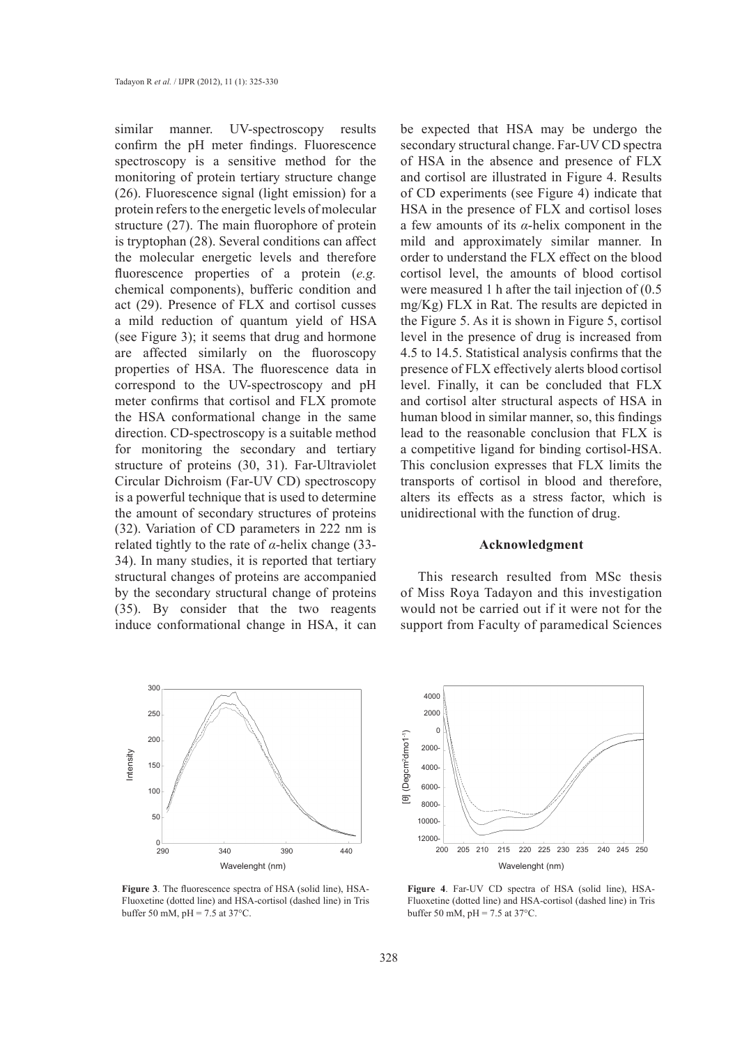similar manner. UV-spectroscopy results confirm the pH meter findings. Fluorescence spectroscopy is a sensitive method for the monitoring of protein tertiary structure change (26). Fluorescence signal (light emission) for a protein refers to the energetic levels of molecular structure (27). The main fluorophore of protein is tryptophan (28). Several conditions can affect the molecular energetic levels and therefore fluorescence properties of a protein (*e.g.* chemical components), bufferic condition and act (29). Presence of FLX and cortisol cusses a mild reduction of quantum yield of HSA (see Figure 3); it seems that drug and hormone are affected similarly on the fluoroscopy properties of HSA. The fluorescence data in correspond to the UV-spectroscopy and pH meter confirms that cortisol and FLX promote the HSA conformational change in the same direction. CD-spectroscopy is a suitable method for monitoring the secondary and tertiary structure of proteins (30, 31). Far-Ultraviolet Circular Dichroism (Far-UV CD) spectroscopy is a powerful technique that is used to determine the amount of secondary structures of proteins (32). Variation of CD parameters in 222 nm is related tightly to the rate of *α*-helix change (33-34). In many studies, it is reported that tertiary structural changes of proteins are accompanied by the secondary structural change of proteins (35). By consider that the two reagents induce conformational change in HSA, it can be expected that HSA may be undergo the secondary structural change. Far-UV CD spectra of HSA in the absence and presence of FLX and cortisol are illustrated in Figure 4. Results of CD experiments (see Figure 4) indicate that HSA in the presence of FLX and cortisol loses a few amounts of its *α*-helix component in the mild and approximately similar manner. In order to understand the FLX effect on the blood cortisol level, the amounts of blood cortisol were measured 1 h after the tail injection of (0.5 mg/Kg) FLX in Rat. The results are depicted in the Figure 5. As it is shown in Figure 5, cortisol level in the presence of drug is increased from 4.5 to 14.5. Statistical analysis confirms that the presence of FLX effectively alerts blood cortisol level. Finally, it can be concluded that FLX and cortisol alter structural aspects of HSA in human blood in similar manner, so, this findings lead to the reasonable conclusion that FLX is a competitive ligand for binding cortisol-HSA. This conclusion expresses that FLX limits the transports of cortisol in blood and therefore, alters its effects as a stress factor, which is unidirectional with the function of drug.

## Acknowledgment

This research resulted from MSc thesis of Miss Roya Tadayon and this investigation would not be carried out if it were not for the support from Faculty of paramedical Sciences

**Figure 3**. The fluorescence spectra of HSA (solid line), HSA-Fluoxetine (dotted line) and HSA-cortisol (dashed line) in Tris buffer 50 mM, pH = 7.5 at 37°C.

**Figure 4**. Far-UV CD spectra of HSA (solid line), HSA-Fluoxetine (dotted line) and HSA-cortisol (dashed line) in Tris buffer 50 mM, pH = 7.5 at 37°C.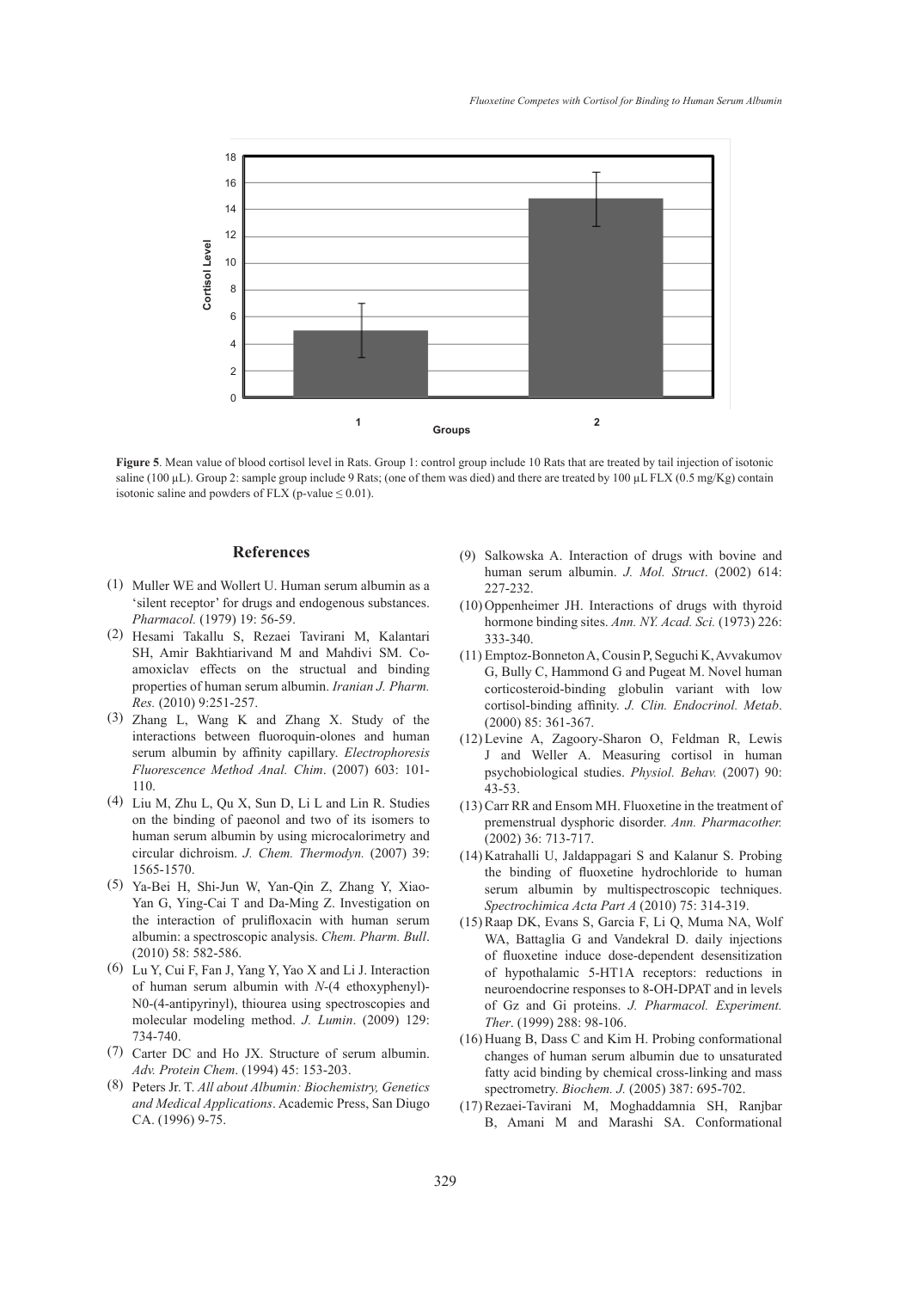**Figure 5**. Mean value of blood cortisol level in Rats. Group 1: control group include 10 Rats that are treated by tail injection of isotonic saline (100 µL). Group 2: sample group include 9 Rats; (one of them was died) and there are treated by 100 µL FLX (0.5 mg/Kg) contain isotonic saline and powders of FLX (p-value ≤ 0.01).

## References

(1) Muller WE and Wollert U. Human serum albumin as a 'silent receptor' for drugs and endogenous substances. *Pharmacol.* (1979) 19: 56-59.

(2) Hesami Takallu S, Rezaei Tavirani M, Kalantari SH, Amir Bakhtiarivand M and Mahdivi SM. Co-amoxiclav effects on the structual and binding properties of human serum albumin. *Iranian J. Pharm. Res.* (2010) 9:251-257.

(3) Zhang L, Wang K and Zhang X. Study of the interactions between fluoroquin-olones and human serum albumin by affinity capillary. *Electrophoresis Fluorescence Method Anal. Chim*. (2007) 603: 101-110.

(4) Liu M, Zhu L, Qu X, Sun D, Li L and Lin R. Studies on the binding of paeonol and two of its isomers to human serum albumin by using microcalorimetry and circular dichroism. *J. Chem. Thermodyn.* (2007) 39: 1565-1570.

(5) Ya-Bei H, Shi-Jun W, Yan-Qin Z, Zhang Y, Xiao-Yan G, Ying-Cai T and Da-Ming Z. Investigation on the interaction of prulifloxacin with human serum albumin: a spectroscopic analysis. *Chem. Pharm. Bull*. (2010) 58: 582-586.

(6) Lu Y, Cui F, Fan J, Yang Y, Yao X and Li J. Interaction of human serum albumin with *N*-(4 ethoxyphenyl)-N0-(4-antipyrinyl), thiourea using spectroscopies and molecular modeling method. *J. Lumin*. (2009) 129: 734-740.

(7) Carter DC and Ho JX. Structure of serum albumin. *Adv. Protein Chem*. (1994) 45: 153-203.

(8) Peters Jr. T. *All about Albumin: Biochemistry, Genetics and Medical Applications*. Academic Press, San Diugo CA. (1996) 9-75.

(9) Salkowska A. Interaction of drugs with bovine and human serum albumin. *J. Mol. Struct*. (2002) 614: 227-232.

(10) Oppenheimer JH. Interactions of drugs with thyroid hormone binding sites. *Ann. NY. Acad. Sci.* (1973) 226: 333-340.

(11) Emptoz-Bonneton A, Cousin P, Seguchi K, Avvakumov G, Bully C, Hammond G and Pugeat M. Novel human corticosteroid-binding globulin variant with low cortisol-binding affinity. *J. Clin. Endocrinol. Metab*. (2000) 85: 361-367.

(12) Levine A, Zagoory-Sharon O, Feldman R, Lewis J and Weller A. Measuring cortisol in human psychobiological studies. *Physiol. Behav.* (2007) 90: 43-53.

(13) Carr RR and Ensom MH. Fluoxetine in the treatment of premenstrual dysphoric disorder. *Ann. Pharmacother.* (2002) 36: 713-717.

(14) Katrahalli U, Jaldappagari S and Kalanur S. Probing the binding of fluoxetine hydrochloride to human serum albumin by multispectroscopic techniques. *Spectrochimica Acta Part A* (2010) 75: 314-319.

(15) Raap DK, Evans S, Garcia F, Li Q, Muma NA, Wolf WA, Battaglia G and Vandekral D. daily injections of fluoxetine induce dose-dependent desensitization of hypothalamic 5-HT1A receptors: reductions in neuroendocrine responses to 8-OH-DPAT and in levels of Gz and Gi proteins. *J. Pharmacol. Experiment. Ther*. (1999) 288: 98-106.

(16) Huang B, Dass C and Kim H. Probing conformational changes of human serum albumin due to unsaturated fatty acid binding by chemical cross-linking and mass spectrometry. *Biochem. J.* (2005) 387: 695-702.

(17) Rezaei-Tavirani M, Moghaddamnia SH, Ranjbar B, Amani M and Marashi SA. Conformational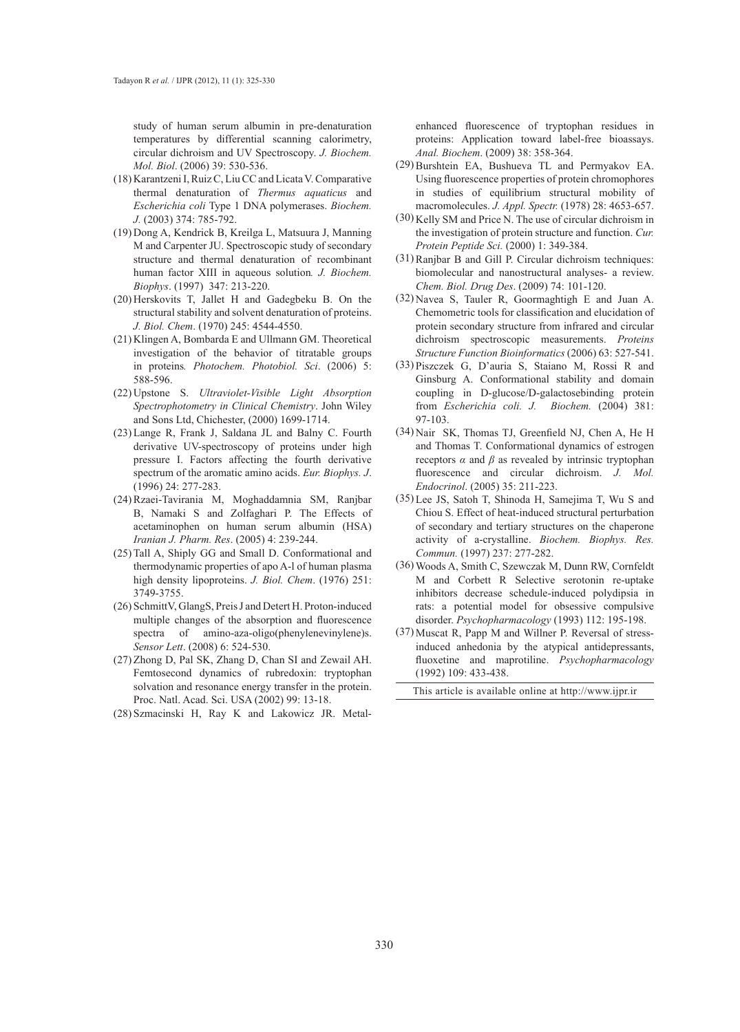study of human serum albumin in pre-denaturation temperatures by differential scanning calorimetry, circular dichroism and UV Spectroscopy. *J. Biochem. Mol. Biol*. (2006) 39: 530-536.

(18) Karantzeni I, Ruiz C, Liu CC and Licata V. Comparative thermal denaturation of *Thermus aquaticus* and *Escherichia coli* Type 1 DNA polymerases. *Biochem. J.* (2003) 374: 785-792.

(19) Dong A, Kendrick B, Kreilga L, Matsuura J, Manning M and Carpenter JU. Spectroscopic study of secondary structure and thermal denaturation of recombinant human factor XIII in aqueous solution*. J. Biochem. Biophys*. (1997) 347: 213-220.

(20) Herskovits T, Jallet H and Gadegbeku B. On the structural stability and solvent denaturation of proteins. *J. Biol. Chem*. (1970) 245: 4544-4550.

(21) Klingen A, Bombarda E and Ullmann GM. Theoretical investigation of the behavior of titratable groups in proteins*. Photochem. Photobiol. Sci*. (2006) 5: 588-596.

(22) Upstone S. *Ultraviolet-Visible Light Absorption Spectrophotometry in Clinical Chemistry*. John Wiley and Sons Ltd, Chichester, (2000) 1699-1714.

(23) Lange R, Frank J, Saldana JL and Balny C. Fourth derivative UV-spectroscopy of proteins under high pressure I. Factors affecting the fourth derivative spectrum of the aromatic amino acids. *Eur. Biophys. J*. (1996) 24: 277-283.

(24) Rzaei-Tavirania M, Moghaddamnia SM, Ranjbar B, Namaki S and Zolfaghari P. The Effects of acetaminophen on human serum albumin (HSA) *Iranian J. Pharm. Res*. (2005) 4: 239-244.

(25) Tall A, Shiply GG and Small D. Conformational and thermodynamic properties of apo A-l of human plasma high density lipoproteins. *J. Biol. Chem*. (1976) 251: 3749-3755.

(26) SchmittV, GlangS, Preis J and Detert H. Proton-induced multiple changes of the absorption and fluorescence spectra of amino-aza-oligo(phenylenevinylene)s. *Sensor Lett*. (2008) 6: 524-530.

(27) Zhong D, Pal SK, Zhang D, Chan SI and Zewail AH. Femtosecond dynamics of rubredoxin: tryptophan solvation and resonance energy transfer in the protein. Proc. Natl. Acad. Sci. USA (2002) 99: 13-18.

(28) Szmacinski H, Ray K and Lakowicz JR. Metal-enhanced fluorescence of tryptophan residues in proteins: Application toward label-free bioassays. *Anal. Biochem*. (2009) 38: 358-364.

(29) Burshtein EA, Bushueva TL and Permyakov EA. Using fluorescence properties of protein chromophores in studies of equilibrium structural mobility of macromolecules. *J. Appl. Spectr.* (1978) 28: 4653-657.

(30) Kelly SM and Price N. The use of circular dichroism in the investigation of protein structure and function. *Cur. Protein Peptide Sci.* (2000) 1: 349-384.

(31) Ranjbar B and Gill P. Circular dichroism techniques: biomolecular and nanostructural analyses- a review. *Chem. Biol. Drug Des*. (2009) 74: 101-120.

(32) Navea S, Tauler R, Goormaghtigh E and Juan A. Chemometric tools for classification and elucidation of protein secondary structure from infrared and circular dichroism spectroscopic measurements. *Proteins Structure Function Bioinformatics* (2006) 63: 527-541.

(33) Piszczek G, D'auria S, Staiano M, Rossi R and Ginsburg A. Conformational stability and domain coupling in D-glucose/D-galactosebinding protein from *Escherichia coli. J. Biochem.* (2004) 381: 97-103.

(34) Nair SK, Thomas TJ, Greenfield NJ, Chen A, He H and Thomas T. Conformational dynamics of estrogen receptors $\alpha$ and $\beta$ as revealed by intrinsic tryptophan fluorescence and circular dichroism. *J. Mol. Endocrinol*. (2005) 35: 211-223.

(35) Lee JS, Satoh T, Shinoda H, Samejima T, Wu S and Chiou S. Effect of heat-induced structural perturbation of secondary and tertiary structures on the chaperone activity of a-crystalline. *Biochem. Biophys. Res. Commun.* (1997) 237: 277-282.

(36) Woods A, Smith C, Szewczak M, Dunn RW, Cornfeldt M and Corbett R Selective serotonin re-uptake inhibitors decrease schedule-induced polydipsia in rats: a potential model for obsessive compulsive disorder. *Psychopharmacology* (1993) 112: 195-198.

(37) Muscat R, Papp M and Willner P. Reversal of stress-induced anhedonia by the atypical antidepressants, fluoxetine and maprotiline. *Psychopharmacology* (1992) 109: 433-438.

This article is available online at http://www.ijpr.ir